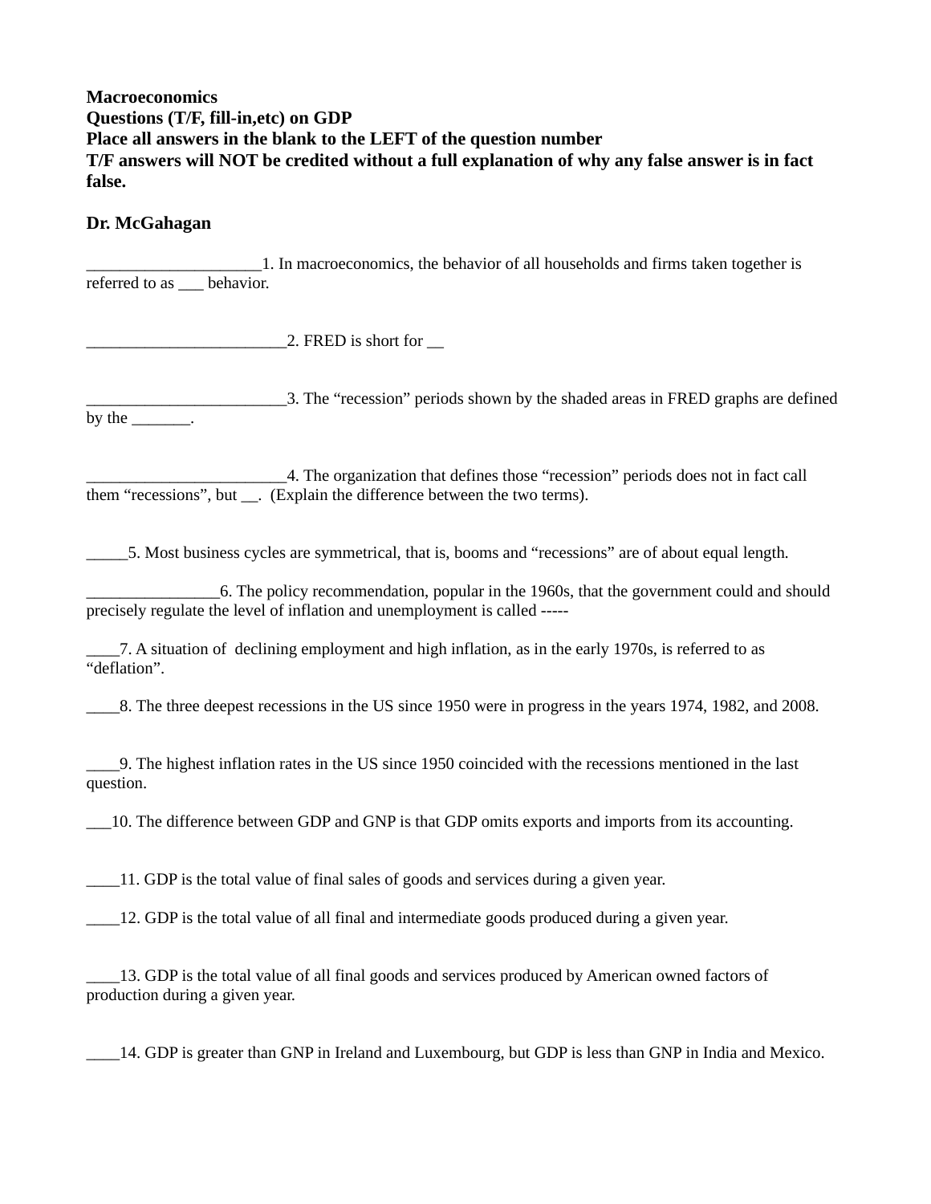**Macroeconomics**
**Questions (T/F, fill-in,etc) on GDP**
**Place all answers in the blank to the LEFT of the question number**
**T/F answers will NOT be credited without a full explanation of why any false answer is in fact false.**

**Dr. McGahagan**

_____________________1. In macroeconomics, the behavior of all households and firms taken together is referred to as ___ behavior.

________________________2. FRED is short for __

________________________3. The "recession" periods shown by the shaded areas in FRED graphs are defined by the _______.

________________________4. The organization that defines those "recession" periods does not in fact call them "recessions", but __. (Explain the difference between the two terms).

_____5. Most business cycles are symmetrical, that is, booms and "recessions" are of about equal length.

________________6. The policy recommendation, popular in the 1960s, that the government could and should precisely regulate the level of inflation and unemployment is called -----

____7. A situation of declining employment and high inflation, as in the early 1970s, is referred to as "deflation".

____8. The three deepest recessions in the US since 1950 were in progress in the years 1974, 1982, and 2008.

____9. The highest inflation rates in the US since 1950 coincided with the recessions mentioned in the last question.

___10. The difference between GDP and GNP is that GDP omits exports and imports from its accounting.

____11. GDP is the total value of final sales of goods and services during a given year.

____12. GDP is the total value of all final and intermediate goods produced during a given year.

____13. GDP is the total value of all final goods and services produced by American owned factors of production during a given year.

____14. GDP is greater than GNP in Ireland and Luxembourg, but GDP is less than GNP in India and Mexico.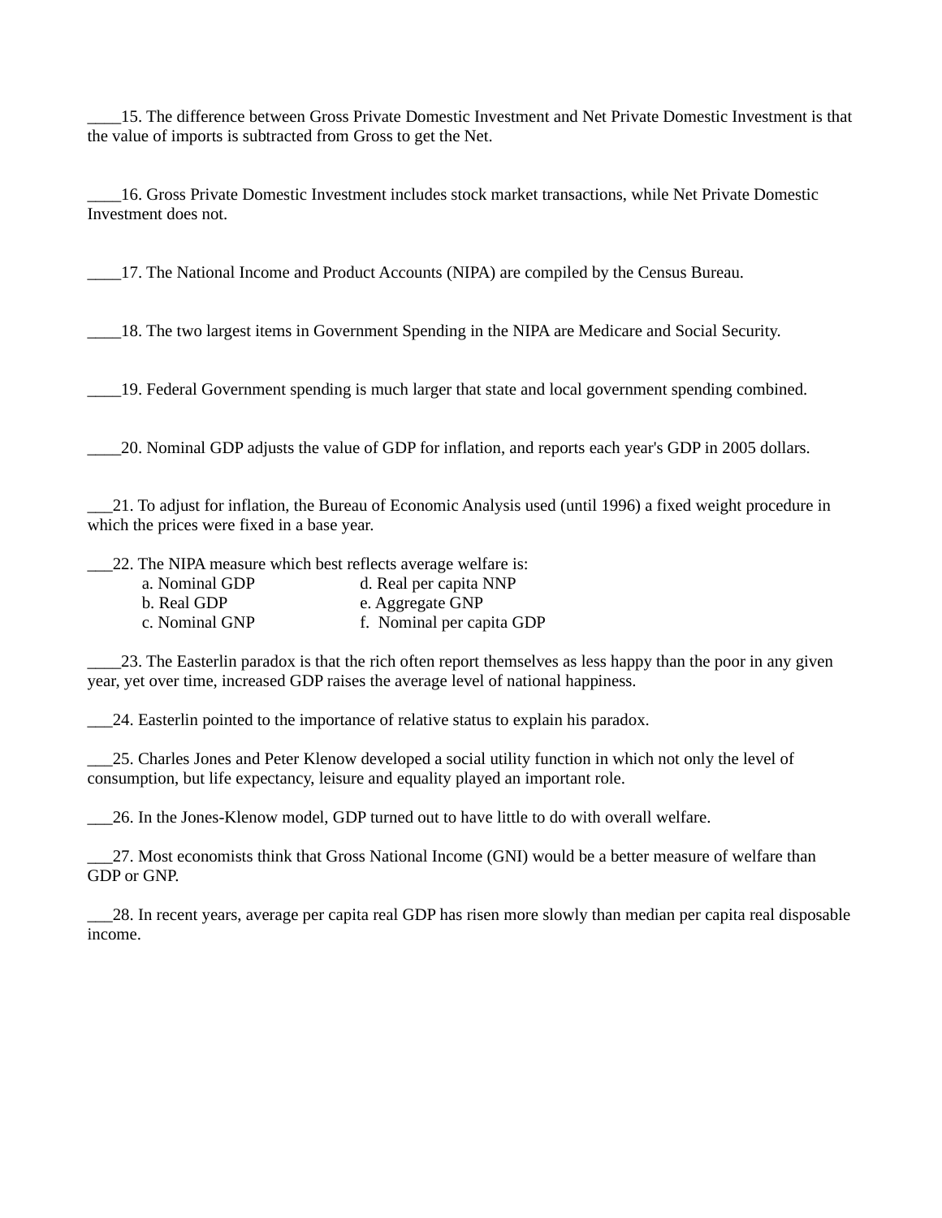____15. The difference between Gross Private Domestic Investment and Net Private Domestic Investment is that the value of imports is subtracted from Gross to get the Net.

____16. Gross Private Domestic Investment includes stock market transactions, while Net Private Domestic Investment does not.

____17. The National Income and Product Accounts (NIPA) are compiled by the Census Bureau.

____18. The two largest items in Government Spending in the NIPA are Medicare and Social Security.

____19. Federal Government spending is much larger that state and local government spending combined.

____20. Nominal GDP adjusts the value of GDP for inflation, and reports each year's GDP in 2005 dollars.

___21. To adjust for inflation, the Bureau of Economic Analysis used (until 1996) a fixed weight procedure in which the prices were fixed in a base year.

___22. The NIPA measure which best reflects average welfare is:

a. Nominal GDP
b. Real GDP
c. Nominal GNP
d. Real per capita NNP
e. Aggregate GNP
f. Nominal per capita GDP

____23. The Easterlin paradox is that the rich often report themselves as less happy than the poor in any given year, yet over time, increased GDP raises the average level of national happiness.

___24. Easterlin pointed to the importance of relative status to explain his paradox.

___25. Charles Jones and Peter Klenow developed a social utility function in which not only the level of consumption, but life expectancy, leisure and equality played an important role.

___26. In the Jones-Klenow model, GDP turned out to have little to do with overall welfare.

___27. Most economists think that Gross National Income (GNI) would be a better measure of welfare than GDP or GNP.

___28. In recent years, average per capita real GDP has risen more slowly than median per capita real disposable income.